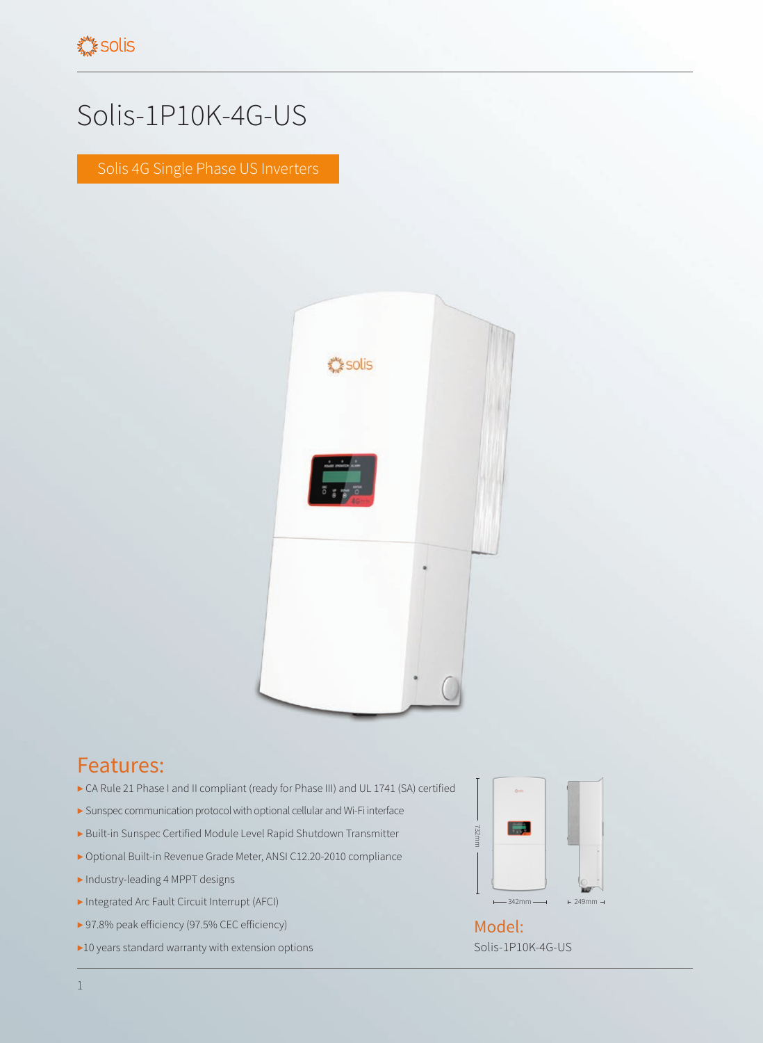# Solis-1P10K-4G-US

Solis 4G Single Phase US Inverters

## Features:

- CA Rule 21 Phase I and II compliant (ready for Phase III) and UL 1741 (SA) certified
- Sunspec communication protocol with optional cellular and Wi-Fi interface
- Built-in Sunspec Certified Module Level Rapid Shutdown Transmitter
- Optional Built-in Revenue Grade Meter, ANSI C12.20-2010 compliance
- Industry-leading 4 MPPT designs
- Integrated Arc Fault Circuit Interrupt (AFCI)
- 97.8% peak efficiency (97.5% CEC efficiency)
- 10 years standard warranty with extension options

732mm

342mm

249mm

## Model:

Solis-1P10K-4G-US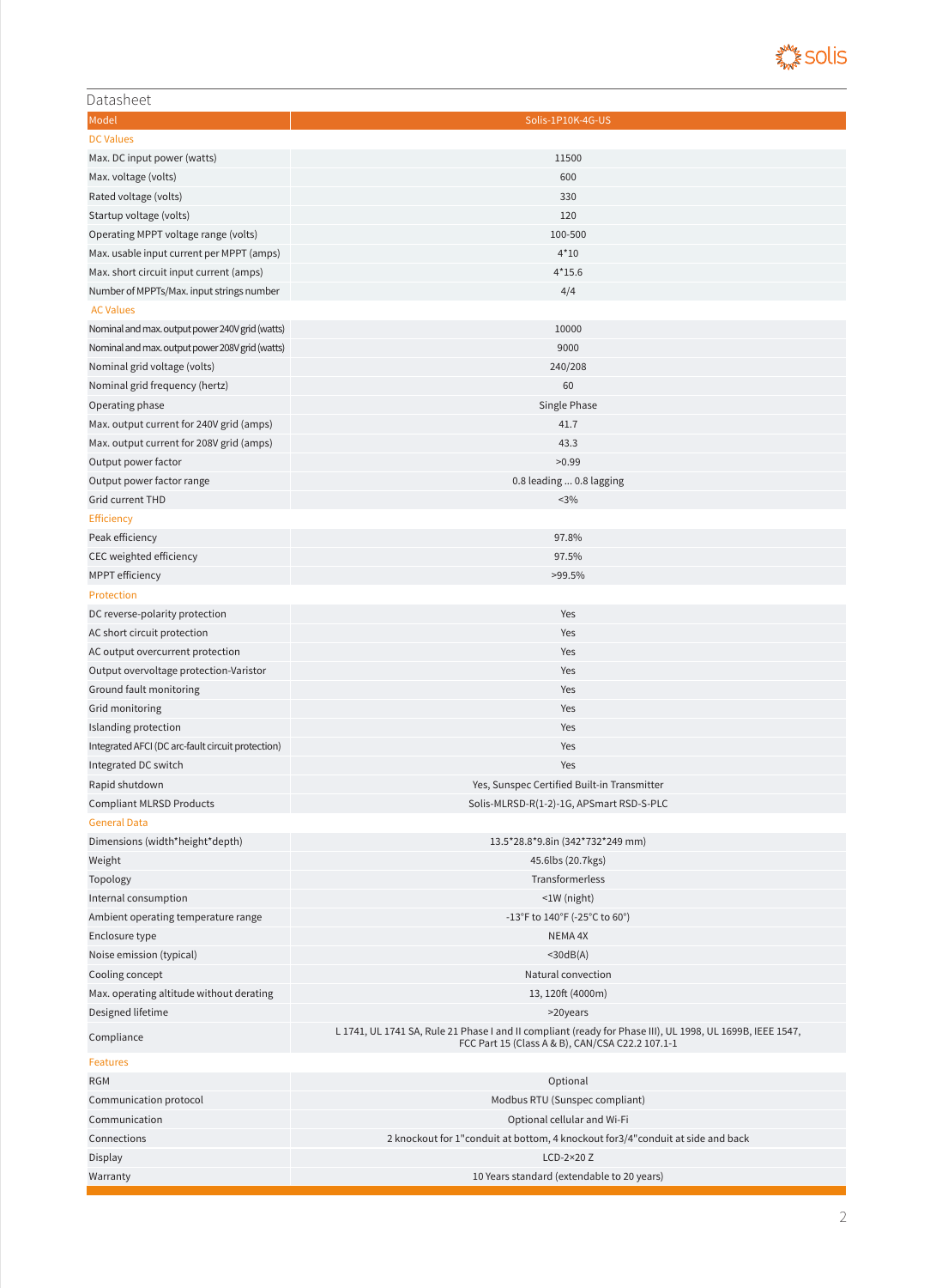Datasheet

| Model | Solis-1P10K-4G-US |
| --- | --- |
| **DC Values** | |
| Max. DC input power (watts) | 11500 |
| Max. voltage (volts) | 600 |
| Rated voltage (volts) | 330 |
| Startup voltage (volts) | 120 |
| Operating MPPT voltage range (volts) | 100-500 |
| Max. usable input current per MPPT (amps) | 4*10 |
| Max. short circuit input current (amps) | 4*15.6 |
| Number of MPPTs/Max. input strings number | 4/4 |
| **AC Values** | |
| Nominal and max. output power 240V grid (watts) | 10000 |
| Nominal and max. output power 208V grid (watts) | 9000 |
| Nominal grid voltage (volts) | 240/208 |
| Nominal grid frequency (hertz) | 60 |
| Operating phase | Single Phase |
| Max. output current for 240V grid (amps) | 41.7 |
| Max. output current for 208V grid (amps) | 43.3 |
| Output power factor | >0.99 |
| Output power factor range | 0.8 leading ... 0.8 lagging |
| Grid current THD | <3% |
| **Efficiency** | |
| Peak efficiency | 97.8% |
| CEC weighted efficiency | 97.5% |
| MPPT efficiency | >99.5% |
| **Protection** | |
| DC reverse-polarity protection | Yes |
| AC short circuit protection | Yes |
| AC output overcurrent protection | Yes |
| Output overvoltage protection-Varistor | Yes |
| Ground fault monitoring | Yes |
| Grid monitoring | Yes |
| Islanding protection | Yes |
| Integrated AFCI (DC arc-fault circuit protection) | Yes |
| Integrated DC switch | Yes |
| Rapid shutdown | Yes, Sunspec Certified Built-in Transmitter |
| Compliant MLRSD Products | Solis-MLRSD-R(1-2)-1G, APSmart RSD-S-PLC |
| **General Data** | |
| Dimensions (width*height*depth) | 13.5*28.8*9.8in (342*732*249 mm) |
| Weight | 45.6lbs (20.7kgs) |
| Topology | Transformerless |
| Internal consumption | <1W (night) |
| Ambient operating temperature range | -13°F to 140°F (-25°C to 60°) |
| Enclosure type | NEMA 4X |
| Noise emission (typical) | <30dB(A) |
| Cooling concept | Natural convection |
| Max. operating altitude without derating | 13, 120ft (4000m) |
| Designed lifetime | >20years |
| Compliance | L 1741, UL 1741 SA, Rule 21 Phase I and II compliant (ready for Phase III), UL 1998, UL 1699B, IEEE 1547, FCC Part 15 (Class A & B), CAN/CSA C22.2 107.1-1 |
| **Features** | |
| RGM | Optional |
| Communication protocol | Modbus RTU (Sunspec compliant) |
| Communication | Optional cellular and Wi-Fi |
| Connections | 2 knockout for 1"conduit at bottom, 4 knockout for3/4"conduit at side and back |
| Display | LCD-2×20 Z |
| Warranty | 10 Years standard (extendable to 20 years) |